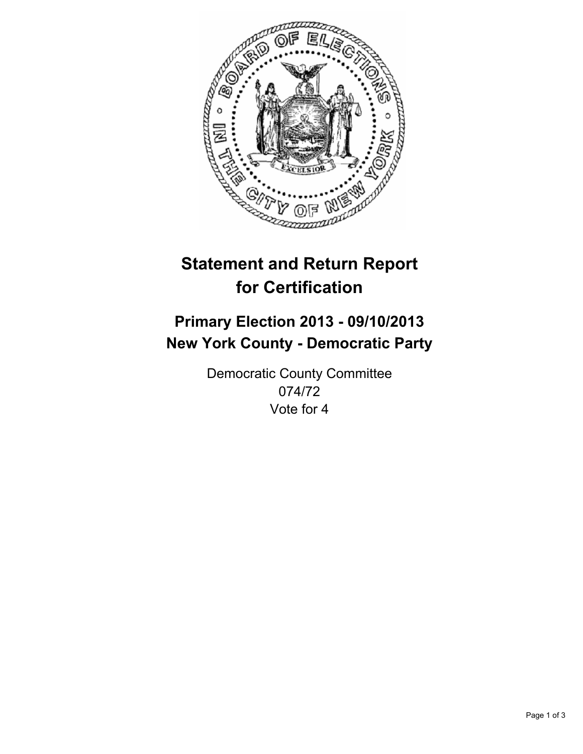# Statement and Return Report for Certification

## Primary Election 2013 - 09/10/2013
## New York County - Democratic Party

Democratic County Committee
074/72
Vote for 4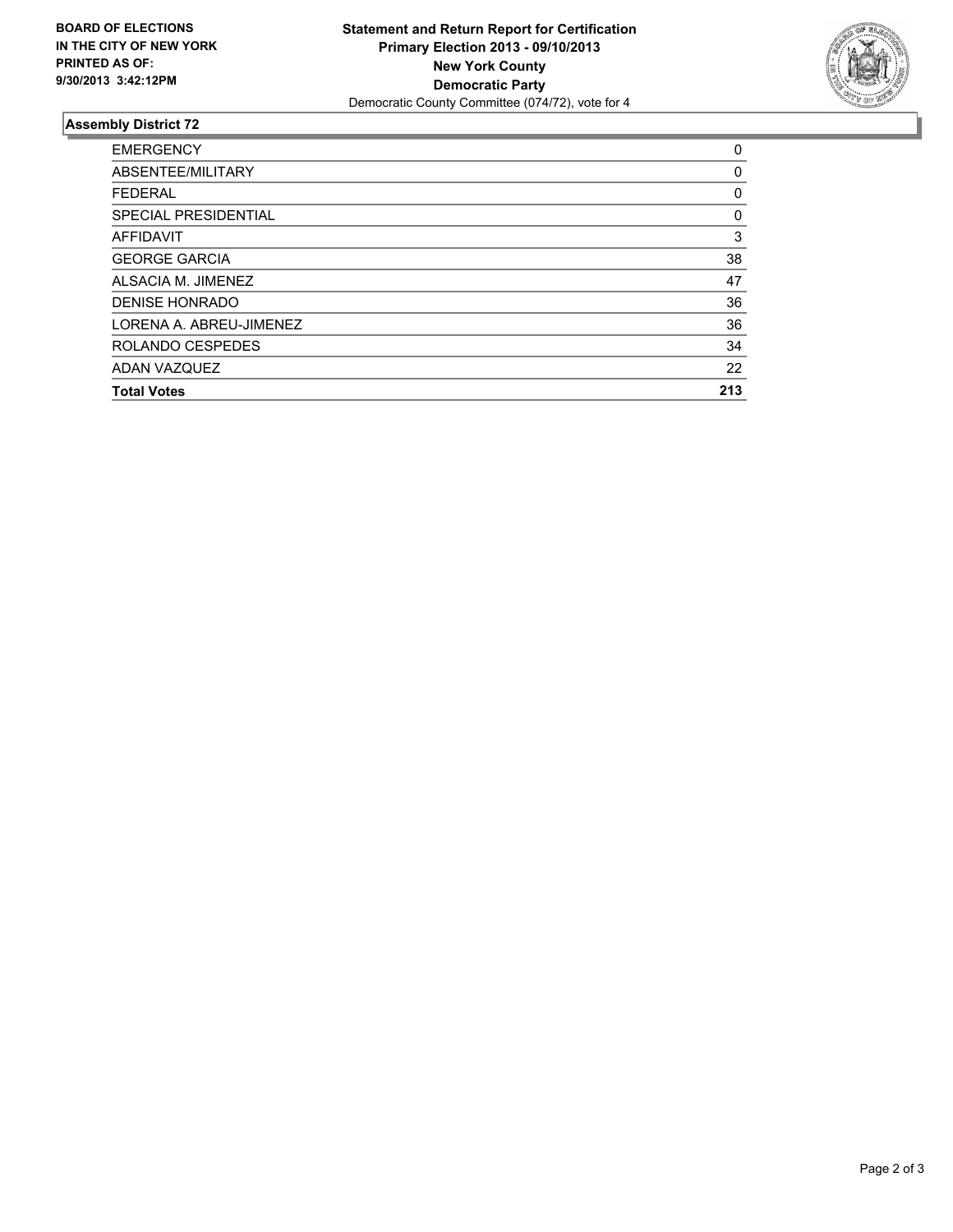**BOARD OF ELECTIONS**
**IN THE CITY OF NEW YORK**
**PRINTED AS OF:**
**9/30/2013 3:42:12PM**

**Statement and Return Report for Certification**
**Primary Election 2013 - 09/10/2013**
**New York County**
**Democratic Party**
Democratic County Committee (074/72), vote for 4

## Assembly District 72

| | |
|---|---|
| EMERGENCY | 0 |
| ABSENTEE/MILITARY | 0 |
| FEDERAL | 0 |
| SPECIAL PRESIDENTIAL | 0 |
| AFFIDAVIT | 3 |
| GEORGE GARCIA | 38 |
| ALSACIA M. JIMENEZ | 47 |
| DENISE HONRADO | 36 |
| LORENA A. ABREU-JIMENEZ | 36 |
| ROLANDO CESPEDES | 34 |
| ADAN VAZQUEZ | 22 |
| **Total Votes** | **213** |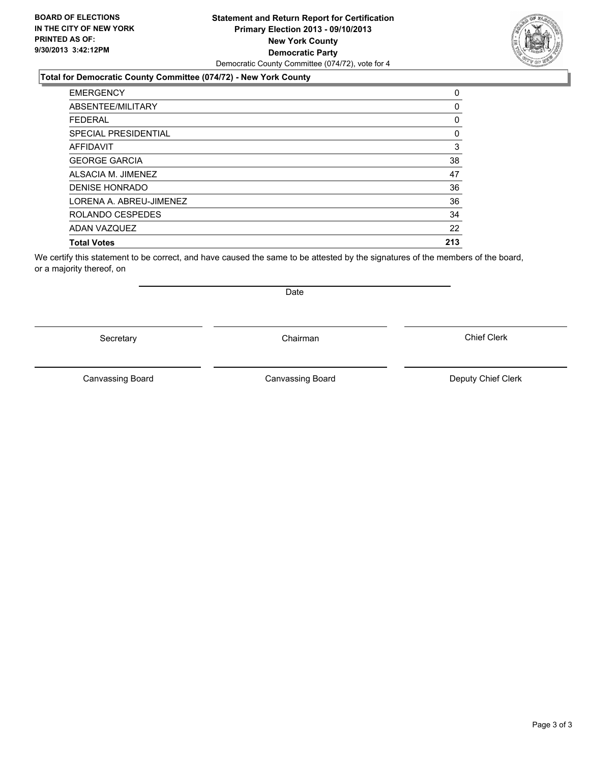**BOARD OF ELECTIONS IN THE CITY OF NEW YORK PRINTED AS OF: 9/30/2013 3:42:12PM**

**Statement and Return Report for Certification**
**Primary Election 2013 - 09/10/2013**
**New York County**
**Democratic Party**
Democratic County Committee (074/72), vote for 4

### Total for Democratic County Committee (074/72) - New York County

| | |
|---|---|
| EMERGENCY | 0 |
| ABSENTEE/MILITARY | 0 |
| FEDERAL | 0 |
| SPECIAL PRESIDENTIAL | 0 |
| AFFIDAVIT | 3 |
| GEORGE GARCIA | 38 |
| ALSACIA M. JIMENEZ | 47 |
| DENISE HONRADO | 36 |
| LORENA A. ABREU-JIMENEZ | 36 |
| ROLANDO CESPEDES | 34 |
| ADAN VAZQUEZ | 22 |
| **Total Votes** | **213** |

We certify this statement to be correct, and have caused the same to be attested by the signatures of the members of the board, or a majority thereof, on

Date

Secretary | Chairman | Chief Clerk

Canvassing Board | Canvassing Board | Deputy Chief Clerk